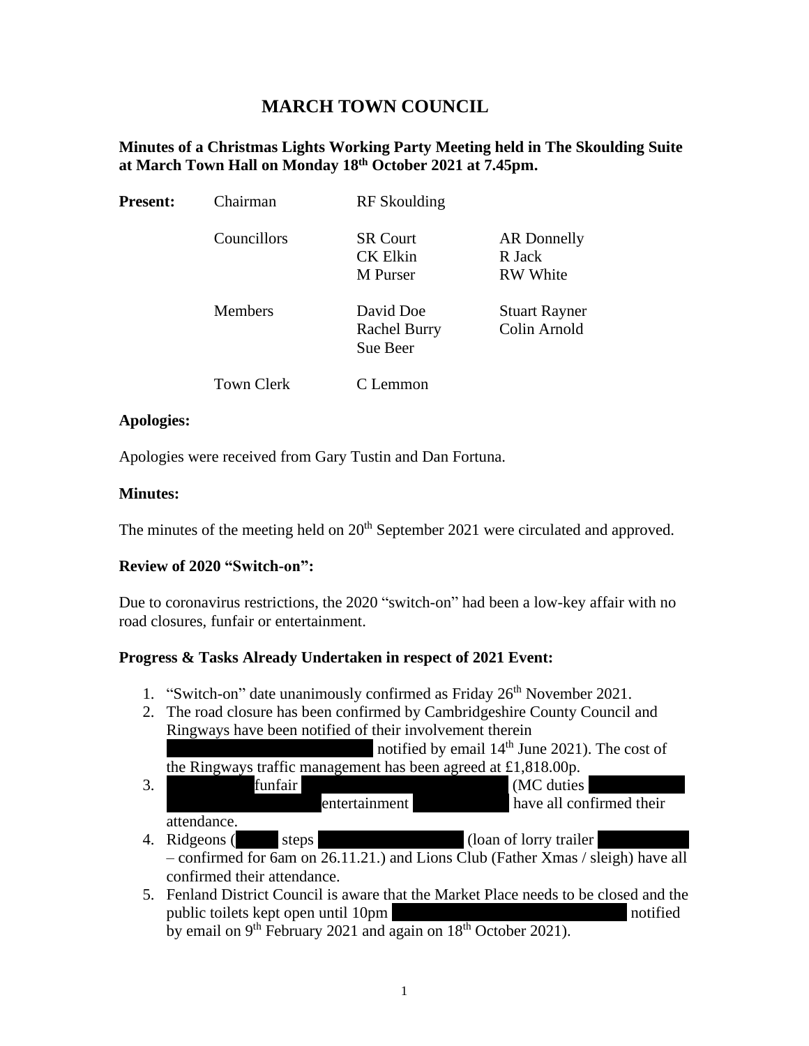# MARCH TOWN COUNCIL

**Minutes of a Christmas Lights Working Party Meeting held in The Skoulding Suite at March Town Hall on Monday 18th October 2021 at 7.45pm.**

| **Present:** | Chairman | RF Skoulding | |
|---|---|---|---|
| | Councillors | SR Court<br>CK Elkin<br>M Purser | AR Donnelly<br>R Jack<br>RW White |
| | Members | David Doe<br>Rachel Burry<br>Sue Beer | Stuart Rayner<br>Colin Arnold |
| | Town Clerk | C Lemmon | |

### Apologies:

Apologies were received from Gary Tustin and Dan Fortuna.

### Minutes:

The minutes of the meeting held on 20th September 2021 were circulated and approved.

### Review of 2020 "Switch-on":

Due to coronavirus restrictions, the 2020 "switch-on" had been a low-key affair with no road closures, funfair or entertainment.

### Progress & Tasks Already Undertaken in respect of 2021 Event:

1. "Switch-on" date unanimously confirmed as Friday 26th November 2021.
2. The road closure has been confirmed by Cambridgeshire County Council and Ringways have been notified of their involvement therein notified by email 14th June 2021). The cost of the Ringways traffic management has been agreed at £1,818.00p.
3. funfair (MC duties entertainment have all confirmed their attendance.
4. Ridgeons ( steps (loan of lorry trailer – confirmed for 6am on 26.11.21.) and Lions Club (Father Xmas / sleigh) have all confirmed their attendance.
5. Fenland District Council is aware that the Market Place needs to be closed and the public toilets kept open until 10pm notified by email on 9th February 2021 and again on 18th October 2021).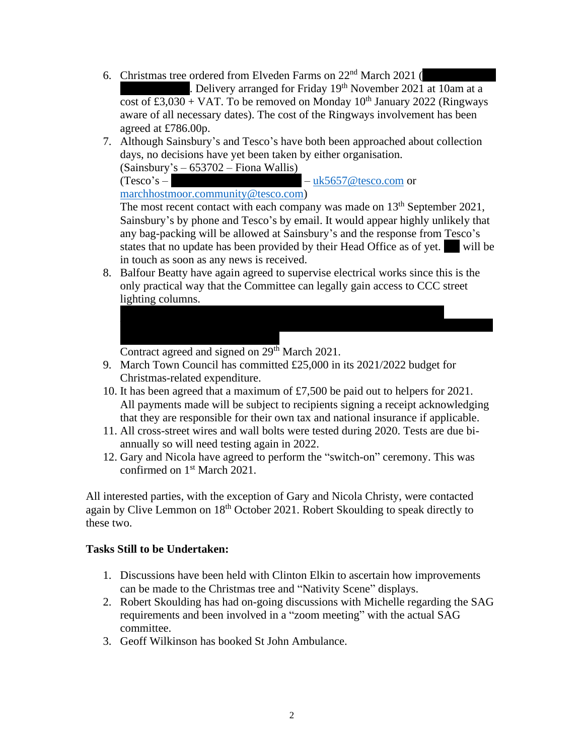6. Christmas tree ordered from Elveden Farms on 22nd March 2021 ( . Delivery arranged for Friday 19th November 2021 at 10am at a cost of £3,030 + VAT. To be removed on Monday 10th January 2022 (Ringways aware of all necessary dates). The cost of the Ringways involvement has been agreed at £786.00p.
7. Although Sainsbury's and Tesco's have both been approached about collection days, no decisions have yet been taken by either organisation.
   (Sainsbury's – 653702 – Fiona Wallis)
   (Tesco's – – uk5657@tesco.com or marchhostmoor.community@tesco.com)
   The most recent contact with each company was made on 13th September 2021, Sainsbury's by phone and Tesco's by email. It would appear highly unlikely that any bag-packing will be allowed at Sainsbury's and the response from Tesco's states that no update has been provided by their Head Office as of yet. will be in touch as soon as any news is received.
8. Balfour Beatty have again agreed to supervise electrical works since this is the only practical way that the Committee can legally gain access to CCC street lighting columns.

   Contract agreed and signed on 29th March 2021.
9. March Town Council has committed £25,000 in its 2021/2022 budget for Christmas-related expenditure.
10. It has been agreed that a maximum of £7,500 be paid out to helpers for 2021. All payments made will be subject to recipients signing a receipt acknowledging that they are responsible for their own tax and national insurance if applicable.
11. All cross-street wires and wall bolts were tested during 2020. Tests are due bi-annually so will need testing again in 2022.
12. Gary and Nicola have agreed to perform the "switch-on" ceremony. This was confirmed on 1st March 2021.

All interested parties, with the exception of Gary and Nicola Christy, were contacted again by Clive Lemmon on 18th October 2021. Robert Skoulding to speak directly to these two.

**Tasks Still to be Undertaken:**

1. Discussions have been held with Clinton Elkin to ascertain how improvements can be made to the Christmas tree and "Nativity Scene" displays.
2. Robert Skoulding has had on-going discussions with Michelle regarding the SAG requirements and been involved in a "zoom meeting" with the actual SAG committee.
3. Geoff Wilkinson has booked St John Ambulance.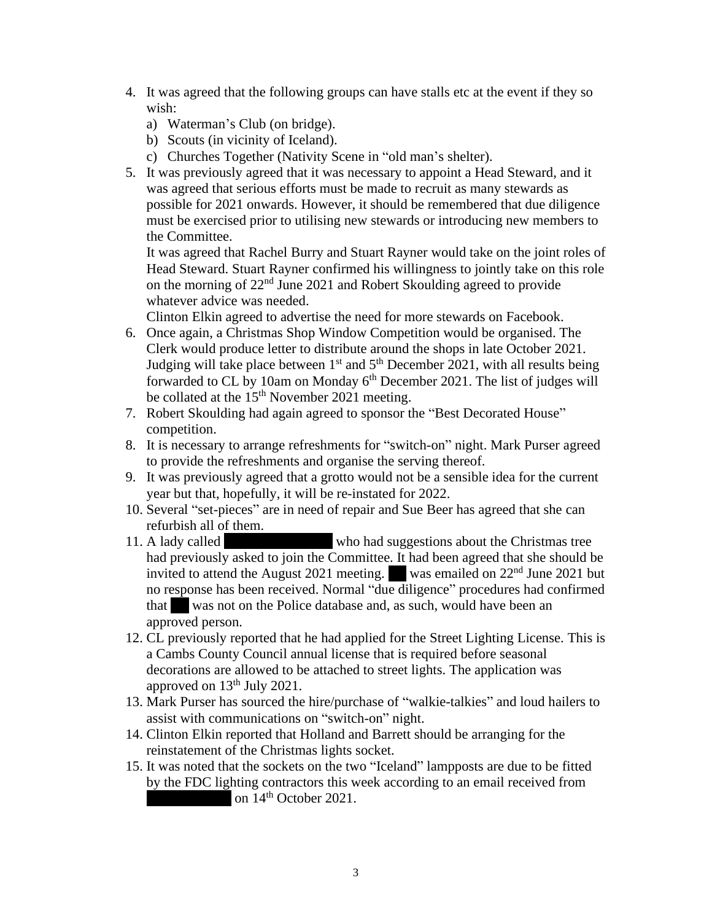4. It was agreed that the following groups can have stalls etc at the event if they so wish:
   a) Waterman's Club (on bridge).
   b) Scouts (in vicinity of Iceland).
   c) Churches Together (Nativity Scene in "old man's shelter).
5. It was previously agreed that it was necessary to appoint a Head Steward, and it was agreed that serious efforts must be made to recruit as many stewards as possible for 2021 onwards. However, it should be remembered that due diligence must be exercised prior to utilising new stewards or introducing new members to the Committee.

   It was agreed that Rachel Burry and Stuart Rayner would take on the joint roles of Head Steward. Stuart Rayner confirmed his willingness to jointly take on this role on the morning of 22nd June 2021 and Robert Skoulding agreed to provide whatever advice was needed.

   Clinton Elkin agreed to advertise the need for more stewards on Facebook.
6. Once again, a Christmas Shop Window Competition would be organised. The Clerk would produce letter to distribute around the shops in late October 2021. Judging will take place between 1st and 5th December 2021, with all results being forwarded to CL by 10am on Monday 6th December 2021. The list of judges will be collated at the 15th November 2021 meeting.
7. Robert Skoulding had again agreed to sponsor the "Best Decorated House" competition.
8. It is necessary to arrange refreshments for "switch-on" night. Mark Purser agreed to provide the refreshments and organise the serving thereof.
9. It was previously agreed that a grotto would not be a sensible idea for the current year but that, hopefully, it will be re-instated for 2022.
10. Several "set-pieces" are in need of repair and Sue Beer has agreed that she can refurbish all of them.
11. A lady called [REDACTED] who had suggestions about the Christmas tree had previously asked to join the Committee. It had been agreed that she should be invited to attend the August 2021 meeting. [REDACTED] was emailed on 22nd June 2021 but no response has been received. Normal "due diligence" procedures had confirmed that [REDACTED] was not on the Police database and, as such, would have been an approved person.
12. CL previously reported that he had applied for the Street Lighting License. This is a Cambs County Council annual license that is required before seasonal decorations are allowed to be attached to street lights. The application was approved on 13th July 2021.
13. Mark Purser has sourced the hire/purchase of "walkie-talkies" and loud hailers to assist with communications on "switch-on" night.
14. Clinton Elkin reported that Holland and Barrett should be arranging for the reinstatement of the Christmas lights socket.
15. It was noted that the sockets on the two "Iceland" lampposts are due to be fitted by the FDC lighting contractors this week according to an email received from [REDACTED] on 14th October 2021.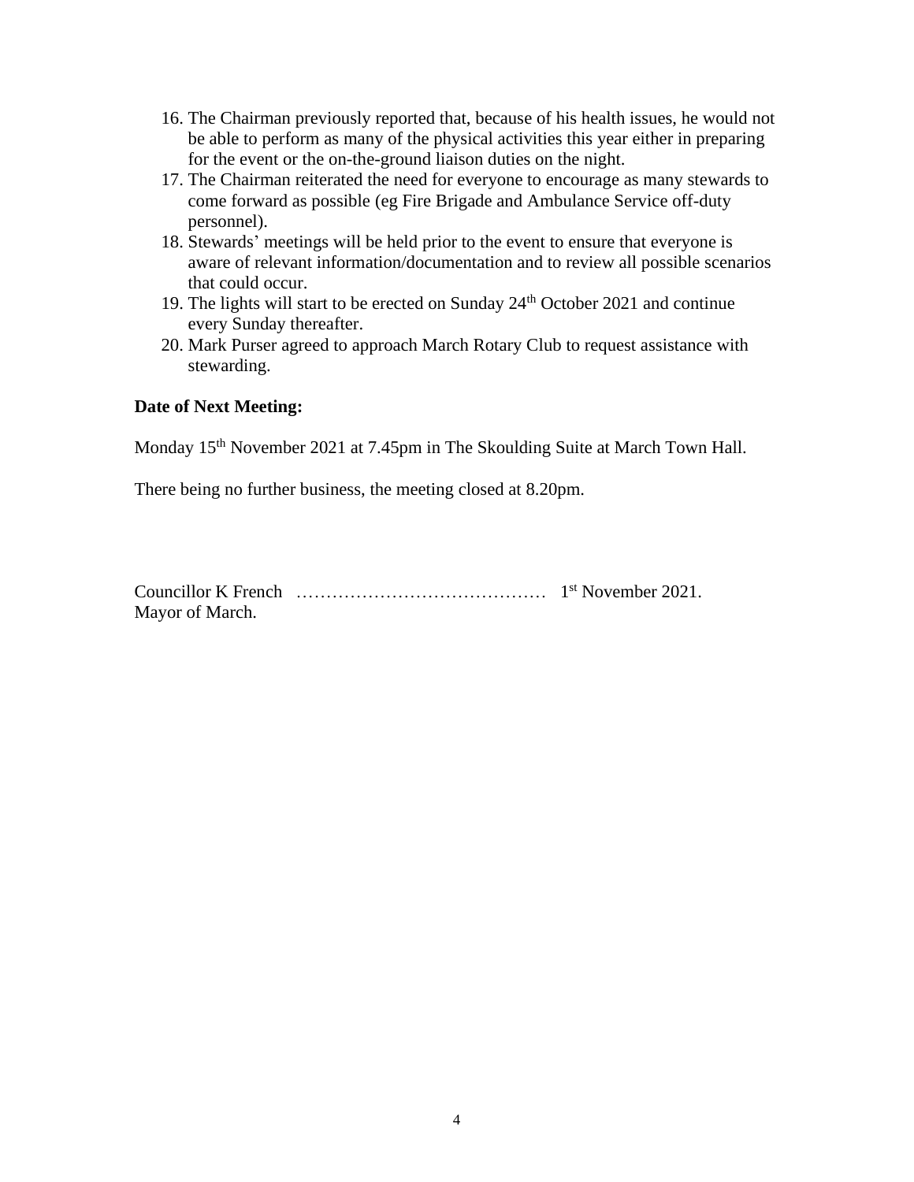16. The Chairman previously reported that, because of his health issues, he would not be able to perform as many of the physical activities this year either in preparing for the event or the on-the-ground liaison duties on the night.
17. The Chairman reiterated the need for everyone to encourage as many stewards to come forward as possible (eg Fire Brigade and Ambulance Service off-duty personnel).
18. Stewards' meetings will be held prior to the event to ensure that everyone is aware of relevant information/documentation and to review all possible scenarios that could occur.
19. The lights will start to be erected on Sunday 24th October 2021 and continue every Sunday thereafter.
20. Mark Purser agreed to approach March Rotary Club to request assistance with stewarding.

**Date of Next Meeting:**

Monday 15th November 2021 at 7.45pm in The Skoulding Suite at March Town Hall.

There being no further business, the meeting closed at 8.20pm.

Councillor K French …………………………………… 1st November 2021.
Mayor of March.